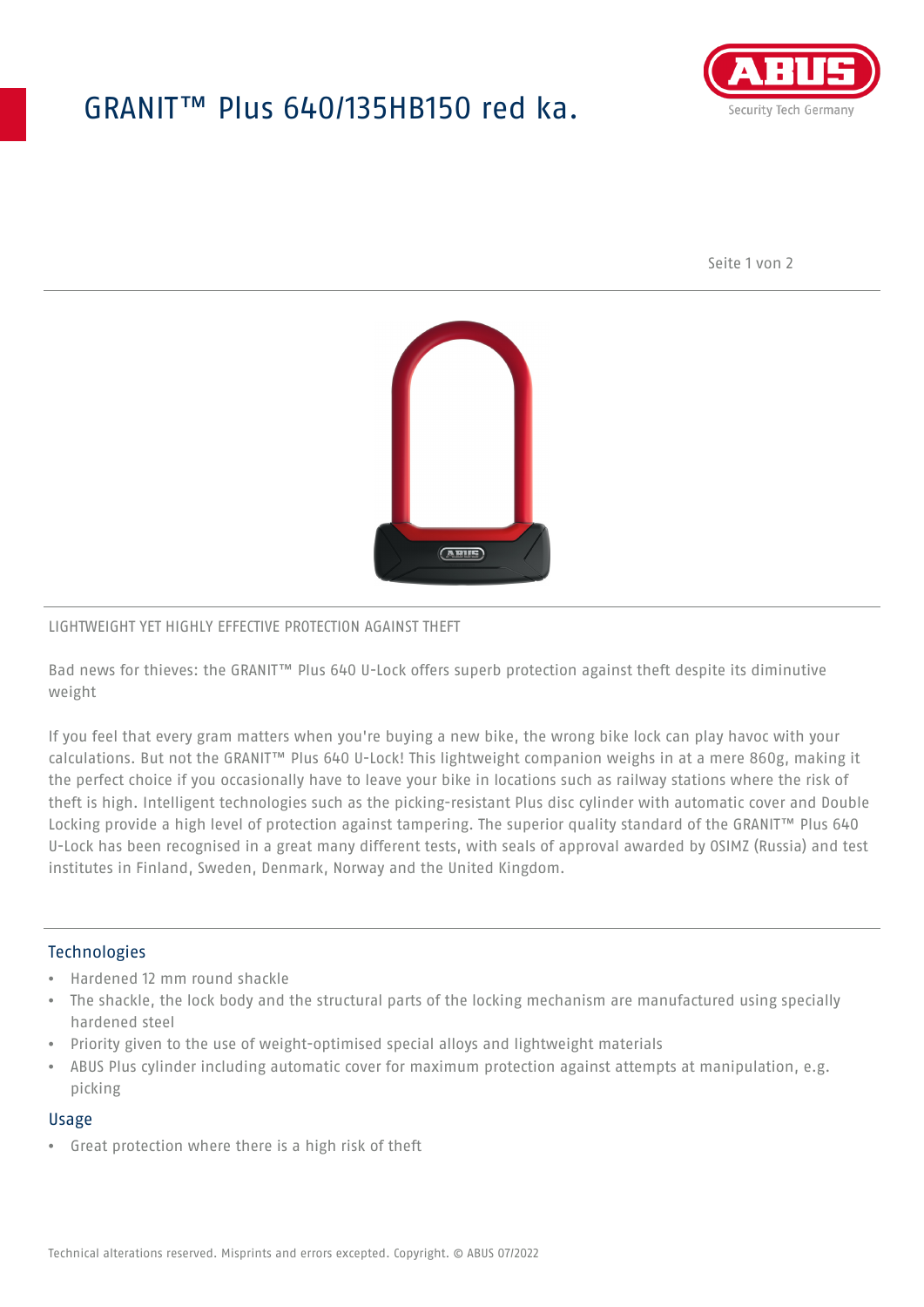# GRANIT™ Plus 640/135HB150 red ka.

LIGHTWEIGHT YET HIGHLY EFFECTIVE PROTECTION AGAINST THEFT

Bad news for thieves: the GRANIT™ Plus 640 U-Lock offers superb protection against theft despite its diminutive weight

If you feel that every gram matters when you're buying a new bike, the wrong bike lock can play havoc with your calculations. But not the GRANIT™ Plus 640 U-Lock! This lightweight companion weighs in at a mere 860g, making it the perfect choice if you occasionally have to leave your bike in locations such as railway stations where the risk of theft is high. Intelligent technologies such as the picking-resistant Plus disc cylinder with automatic cover and Double Locking provide a high level of protection against tampering. The superior quality standard of the GRANIT™ Plus 640 U-Lock has been recognised in a great many different tests, with seals of approval awarded by OSIMZ (Russia) and test institutes in Finland, Sweden, Denmark, Norway and the United Kingdom.

## Technologies

- Hardened 12 mm round shackle
- The shackle, the lock body and the structural parts of the locking mechanism are manufactured using specially hardened steel
- Priority given to the use of weight-optimised special alloys and lightweight materials
- ABUS Plus cylinder including automatic cover for maximum protection against attempts at manipulation, e.g. picking

## Usage

- Great protection where there is a high risk of theft

Technical alterations reserved. Misprints and errors excepted. Copyright. © ABUS 07/2022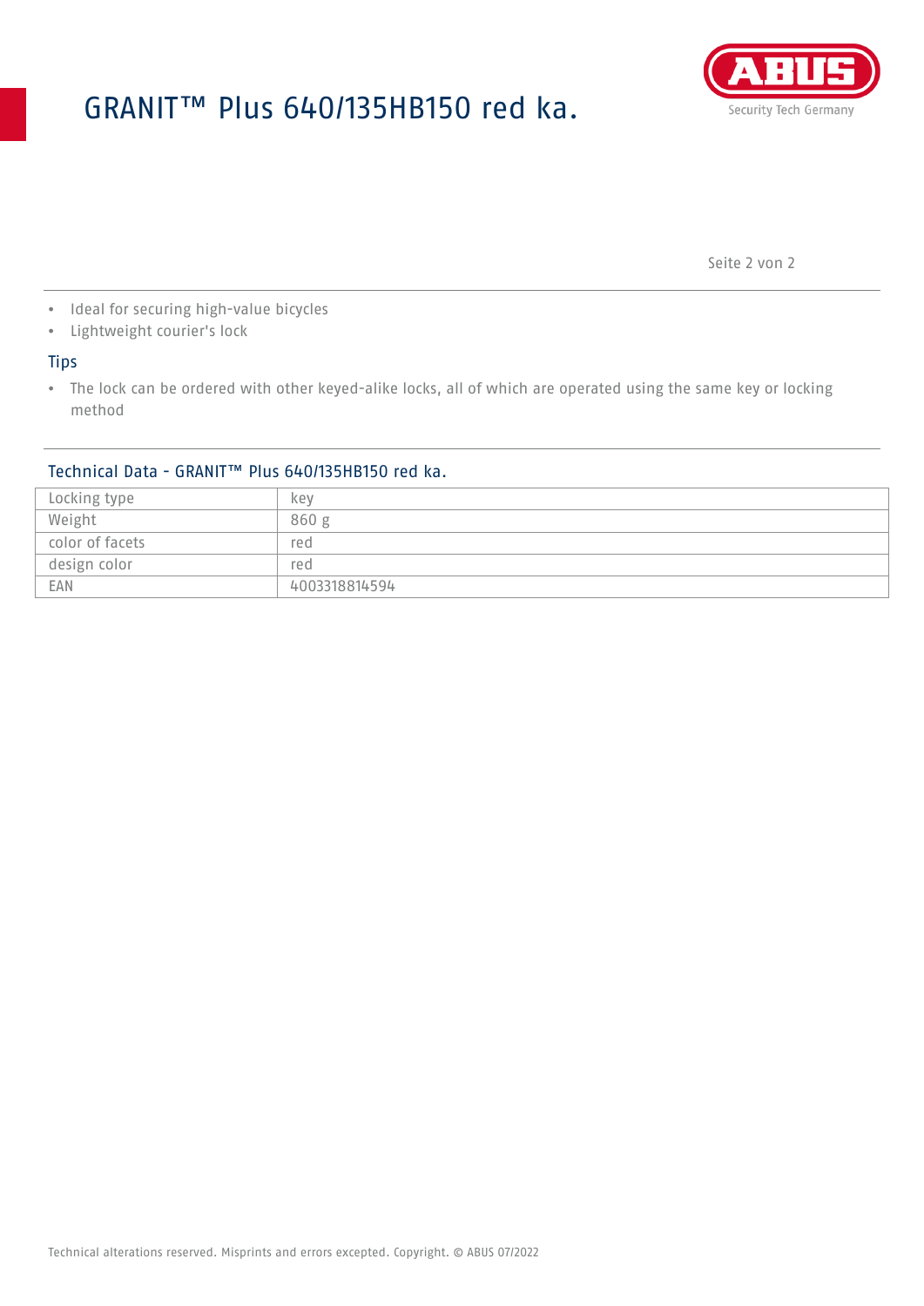- Ideal for securing high-value bicycles
- Lightweight courier's lock

## Tips

- The lock can be ordered with other keyed-alike locks, all of which are operated using the same key or locking method

## Technical Data - GRANIT™ Plus 640/135HB150 red ka.

| | |
|---|---|
| Locking type | key |
| Weight | 860 g |
| color of facets | red |
| design color | red |
| EAN | 4003318814594 |

Technical alterations reserved. Misprints and errors excepted. Copyright. © ABUS 07/2022